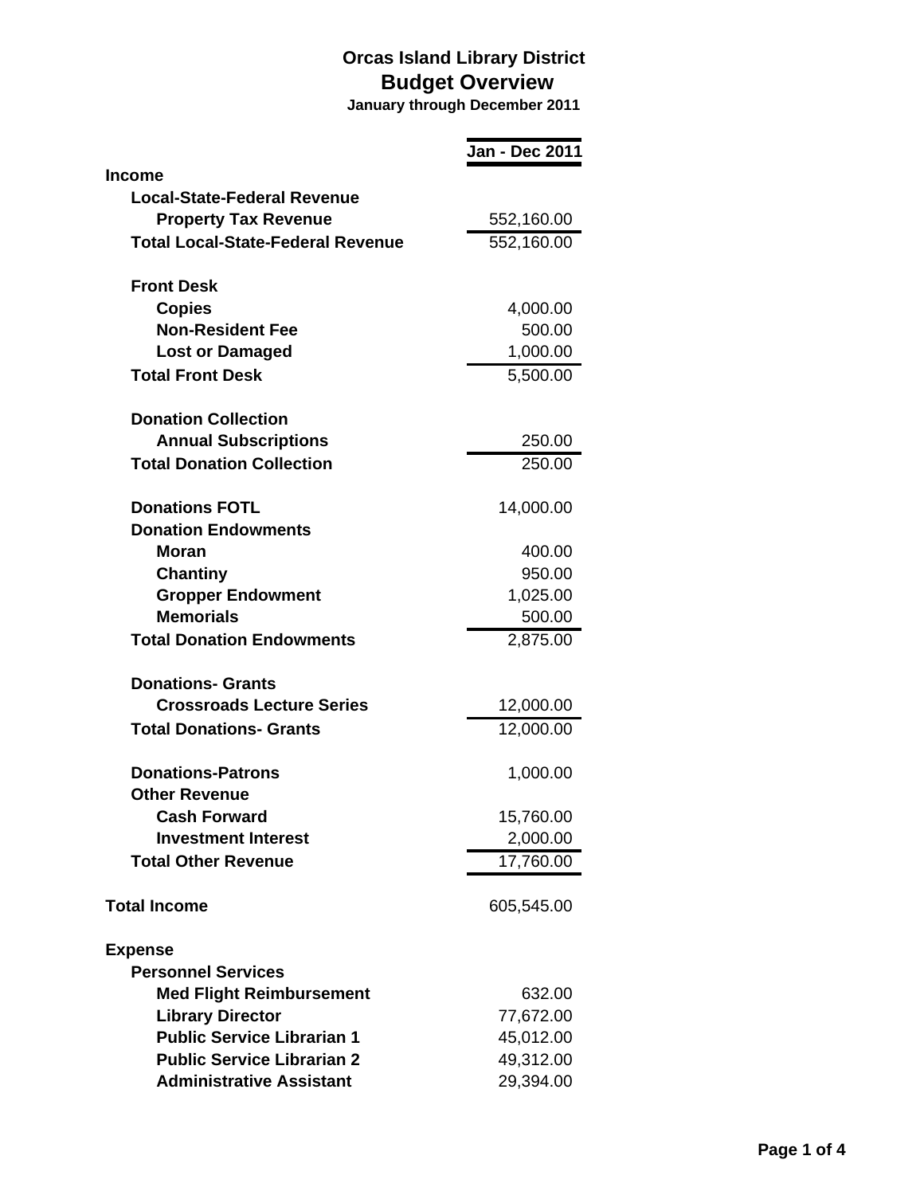# Orcas Island Library District

## Budget Overview

**January through December 2011**

| | Jan - Dec 2011 |
|---|---|
| **Income** | |
| **Local-State-Federal Revenue** | |
| **Property Tax Revenue** | 552,160.00 |
| **Total Local-State-Federal Revenue** | 552,160.00 |
| | |
| **Front Desk** | |
| **Copies** | 4,000.00 |
| **Non-Resident Fee** | 500.00 |
| **Lost or Damaged** | 1,000.00 |
| **Total Front Desk** | 5,500.00 |
| | |
| **Donation Collection** | |
| **Annual Subscriptions** | 250.00 |
| **Total Donation Collection** | 250.00 |
| | |
| **Donations FOTL** | 14,000.00 |
| **Donation Endowments** | |
| **Moran** | 400.00 |
| **Chantiny** | 950.00 |
| **Gropper Endowment** | 1,025.00 |
| **Memorials** | 500.00 |
| **Total Donation Endowments** | 2,875.00 |
| | |
| **Donations- Grants** | |
| **Crossroads Lecture Series** | 12,000.00 |
| **Total Donations- Grants** | 12,000.00 |
| | |
| **Donations-Patrons** | 1,000.00 |
| **Other Revenue** | |
| **Cash Forward** | 15,760.00 |
| **Investment Interest** | 2,000.00 |
| **Total Other Revenue** | 17,760.00 |
| | |
| **Total Income** | 605,545.00 |
| | |
| **Expense** | |
| **Personnel Services** | |
| **Med Flight Reimbursement** | 632.00 |
| **Library Director** | 77,672.00 |
| **Public Service Librarian 1** | 45,012.00 |
| **Public Service Librarian 2** | 49,312.00 |
| **Administrative Assistant** | 29,394.00 |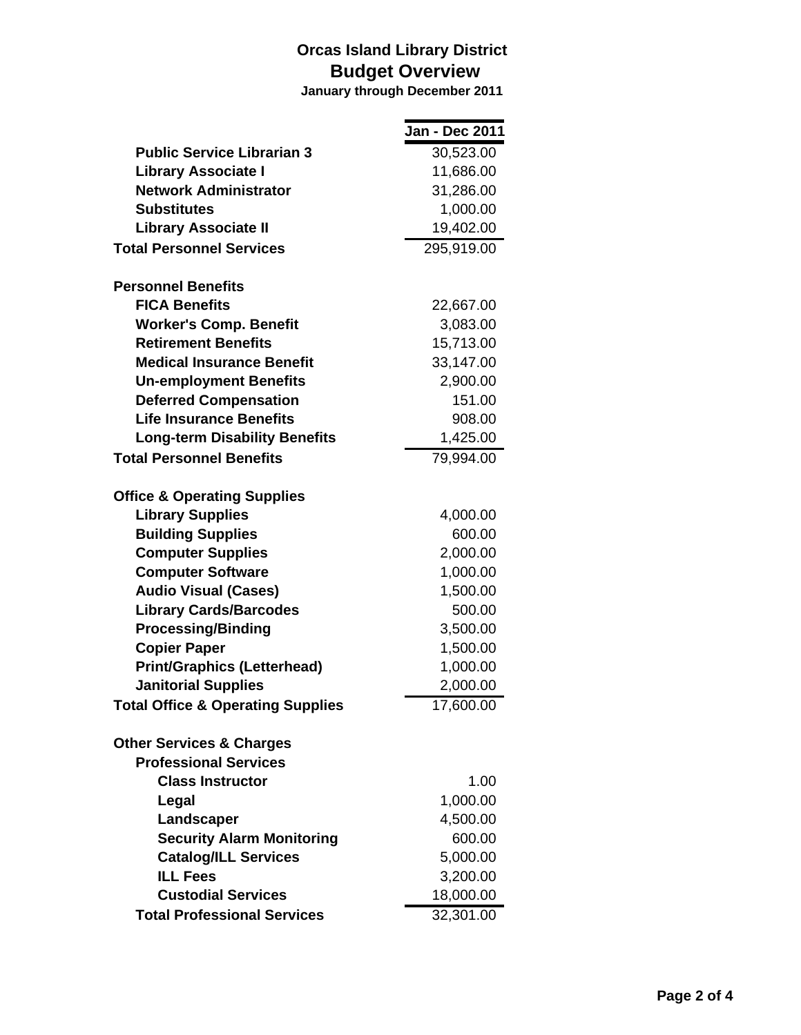# Orcas Island Library District
## Budget Overview
**January through December 2011**

| | Jan - Dec 2011 |
|---|---|
| **Public Service Librarian 3** | 30,523.00 |
| **Library Associate I** | 11,686.00 |
| **Network Administrator** | 31,286.00 |
| **Substitutes** | 1,000.00 |
| **Library Associate II** | 19,402.00 |
| **Total Personnel Services** | 295,919.00 |
| | |
| **Personnel Benefits** | |
| **FICA Benefits** | 22,667.00 |
| **Worker's Comp. Benefit** | 3,083.00 |
| **Retirement Benefits** | 15,713.00 |
| **Medical Insurance Benefit** | 33,147.00 |
| **Un-employment Benefits** | 2,900.00 |
| **Deferred Compensation** | 151.00 |
| **Life Insurance Benefits** | 908.00 |
| **Long-term Disability Benefits** | 1,425.00 |
| **Total Personnel Benefits** | 79,994.00 |
| | |
| **Office & Operating Supplies** | |
| **Library Supplies** | 4,000.00 |
| **Building Supplies** | 600.00 |
| **Computer Supplies** | 2,000.00 |
| **Computer Software** | 1,000.00 |
| **Audio Visual (Cases)** | 1,500.00 |
| **Library Cards/Barcodes** | 500.00 |
| **Processing/Binding** | 3,500.00 |
| **Copier Paper** | 1,500.00 |
| **Print/Graphics (Letterhead)** | 1,000.00 |
| **Janitorial Supplies** | 2,000.00 |
| **Total Office & Operating Supplies** | 17,600.00 |
| | |
| **Other Services & Charges** | |
| **Professional Services** | |
| **Class Instructor** | 1.00 |
| **Legal** | 1,000.00 |
| **Landscaper** | 4,500.00 |
| **Security Alarm Monitoring** | 600.00 |
| **Catalog/ILL Services** | 5,000.00 |
| **ILL Fees** | 3,200.00 |
| **Custodial Services** | 18,000.00 |
| **Total Professional Services** | 32,301.00 |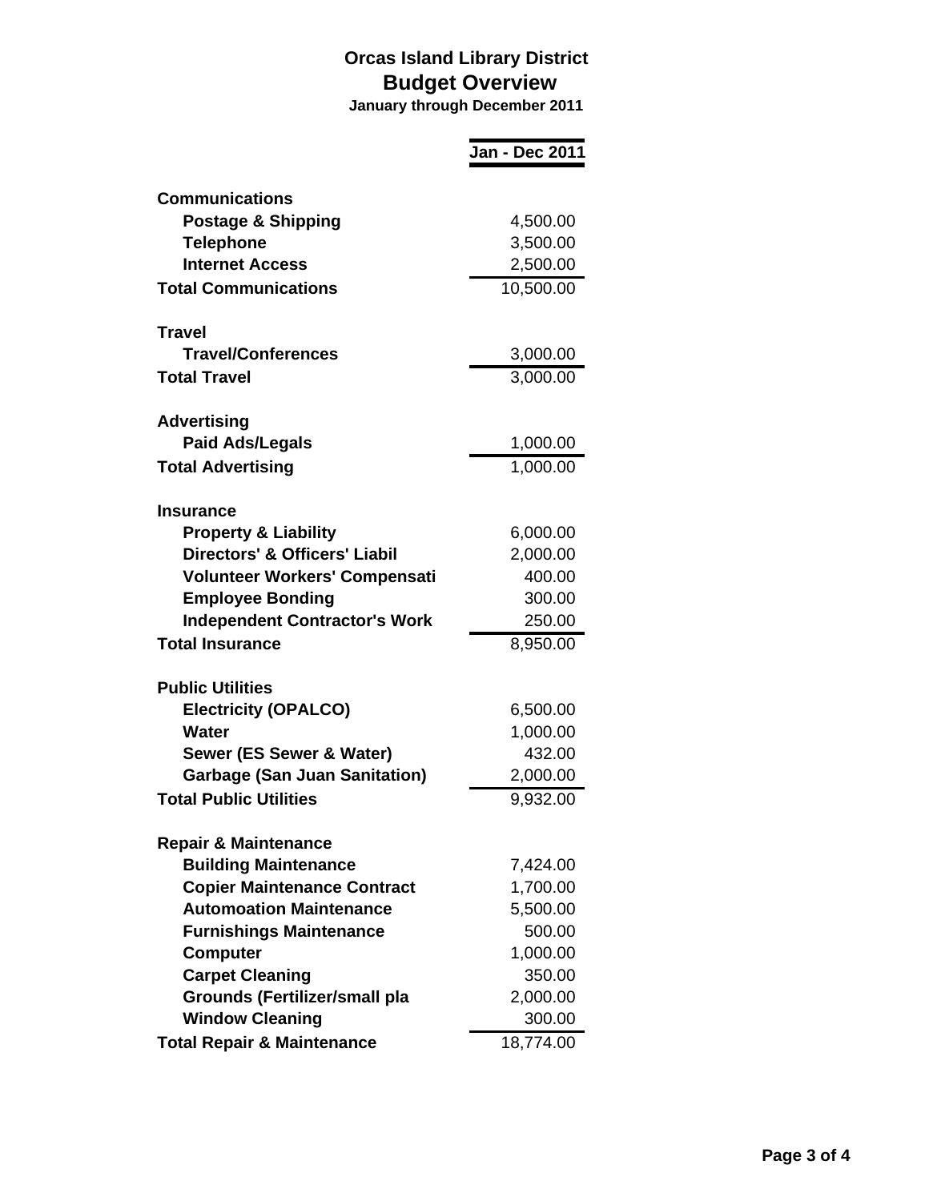# Orcas Island Library District

## Budget Overview

**January through December 2011**

| | Jan - Dec 2011 |
|---|---|
| **Communications** | |
| **Postage & Shipping** | 4,500.00 |
| **Telephone** | 3,500.00 |
| **Internet Access** | 2,500.00 |
| **Total Communications** | 10,500.00 |
| **Travel** | |
| **Travel/Conferences** | 3,000.00 |
| **Total Travel** | 3,000.00 |
| **Advertising** | |
| **Paid Ads/Legals** | 1,000.00 |
| **Total Advertising** | 1,000.00 |
| **Insurance** | |
| **Property & Liability** | 6,000.00 |
| **Directors' & Officers' Liabil** | 2,000.00 |
| **Volunteer Workers' Compensati** | 400.00 |
| **Employee Bonding** | 300.00 |
| **Independent Contractor's Work** | 250.00 |
| **Total Insurance** | 8,950.00 |
| **Public Utilities** | |
| **Electricity (OPALCO)** | 6,500.00 |
| **Water** | 1,000.00 |
| **Sewer (ES Sewer & Water)** | 432.00 |
| **Garbage (San Juan Sanitation)** | 2,000.00 |
| **Total Public Utilities** | 9,932.00 |
| **Repair & Maintenance** | |
| **Building Maintenance** | 7,424.00 |
| **Copier Maintenance Contract** | 1,700.00 |
| **Automoation Maintenance** | 5,500.00 |
| **Furnishings Maintenance** | 500.00 |
| **Computer** | 1,000.00 |
| **Carpet Cleaning** | 350.00 |
| **Grounds (Fertilizer/small pla** | 2,000.00 |
| **Window Cleaning** | 300.00 |
| **Total Repair & Maintenance** | 18,774.00 |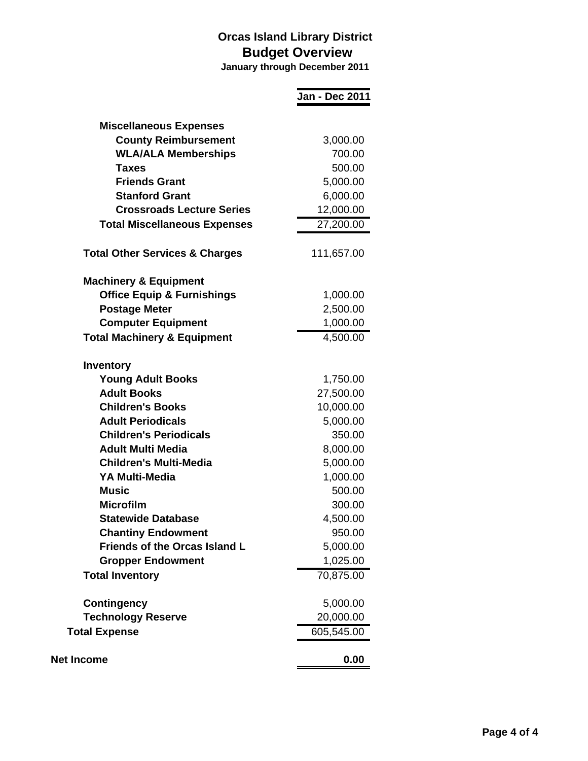# Orcas Island Library District

## Budget Overview

**January through December 2011**

| | Jan - Dec 2011 |
|---|---|
| **Miscellaneous Expenses** | |
| **County Reimbursement** | 3,000.00 |
| **WLA/ALA Memberships** | 700.00 |
| **Taxes** | 500.00 |
| **Friends Grant** | 5,000.00 |
| **Stanford Grant** | 6,000.00 |
| **Crossroads Lecture Series** | 12,000.00 |
| **Total Miscellaneous Expenses** | 27,200.00 |
| **Total Other Services & Charges** | 111,657.00 |
| **Machinery & Equipment** | |
| **Office Equip & Furnishings** | 1,000.00 |
| **Postage Meter** | 2,500.00 |
| **Computer Equipment** | 1,000.00 |
| **Total Machinery & Equipment** | 4,500.00 |
| **Inventory** | |
| **Young Adult Books** | 1,750.00 |
| **Adult Books** | 27,500.00 |
| **Children's Books** | 10,000.00 |
| **Adult Periodicals** | 5,000.00 |
| **Children's Periodicals** | 350.00 |
| **Adult Multi Media** | 8,000.00 |
| **Children's Multi-Media** | 5,000.00 |
| **YA Multi-Media** | 1,000.00 |
| **Music** | 500.00 |
| **Microfilm** | 300.00 |
| **Statewide Database** | 4,500.00 |
| **Chantiny Endowment** | 950.00 |
| **Friends of the Orcas Island L** | 5,000.00 |
| **Gropper Endowment** | 1,025.00 |
| **Total Inventory** | 70,875.00 |
| **Contingency** | 5,000.00 |
| **Technology Reserve** | 20,000.00 |
| **Total Expense** | 605,545.00 |
| **Net Income** | **0.00** |